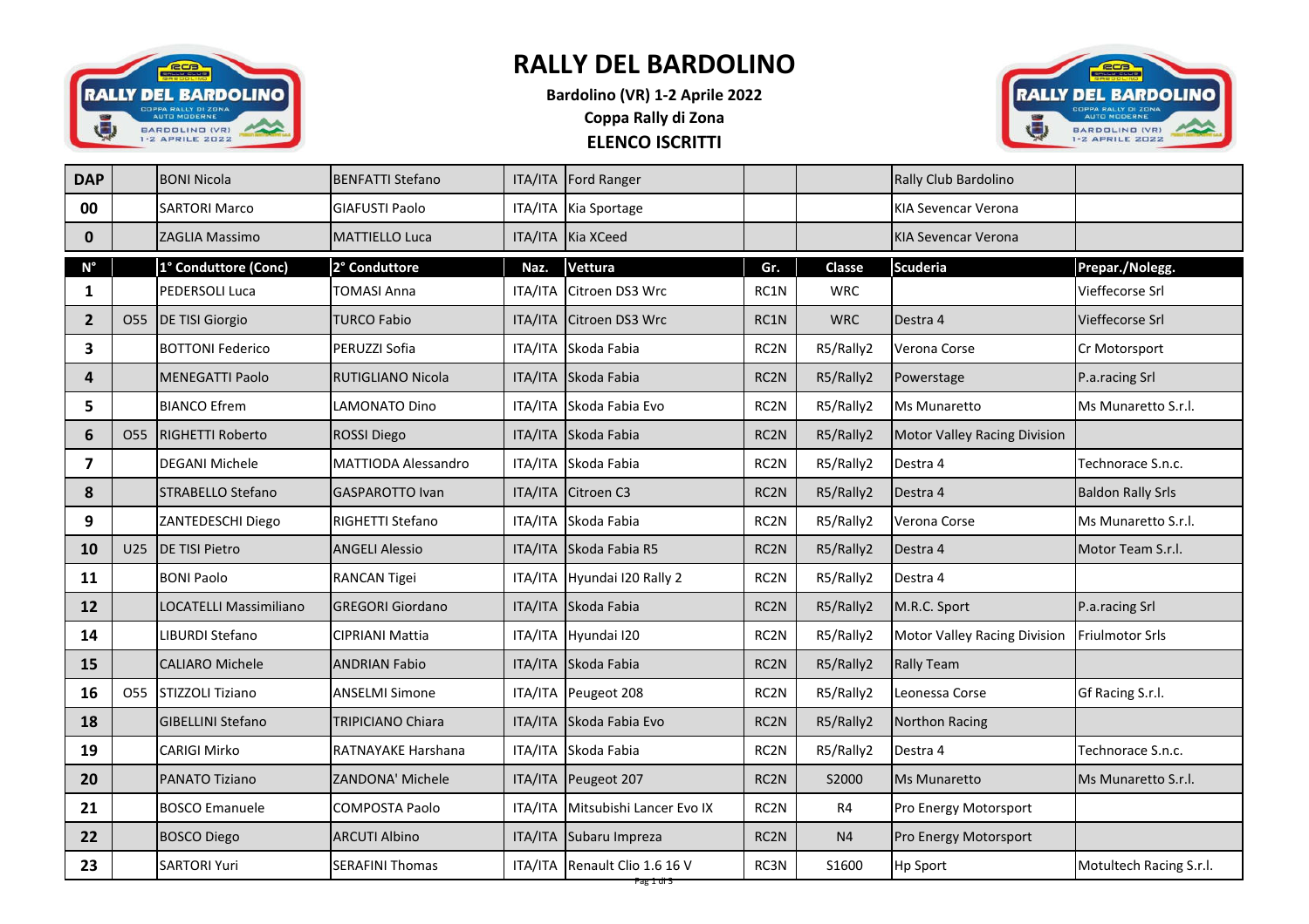# RALLY DEL BARDOLINO

**Bardolino (VR) 1-2 Aprile 2022**

**Coppa Rally di Zona**

**ELENCO ISCRITTI**

| DAP | | BONI Nicola | BENFATTI Stefano | ITA/ITA | Ford Ranger | | | Rally Club Bardolino | |
|---|---|---|---|---|---|---|---|---|---|
| 00 | | SARTORI Marco | GIAFUSTI Paolo | ITA/ITA | Kia Sportage | | | KIA Sevencar Verona | |
| 0 | | ZAGLIA Massimo | MATTIELLO Luca | ITA/ITA | Kia XCeed | | | KIA Sevencar Verona | |
| **N°** | | **1° Conduttore (Conc)** | **2° Conduttore** | **Naz.** | **Vettura** | **Gr.** | **Classe** | **Scuderia** | **Prepar./Nolegg.** |
| 1 | | PEDERSOLI Luca | TOMASI Anna | ITA/ITA | Citroen DS3 Wrc | RC1N | WRC | | Vieffecorse Srl |
| 2 | O55 | DE TISI Giorgio | TURCO Fabio | ITA/ITA | Citroen DS3 Wrc | RC1N | WRC | Destra 4 | Vieffecorse Srl |
| 3 | | BOTTONI Federico | PERUZZI Sofia | ITA/ITA | Skoda Fabia | RC2N | R5/Rally2 | Verona Corse | Cr Motorsport |
| 4 | | MENEGATTI Paolo | RUTIGLIANO Nicola | ITA/ITA | Skoda Fabia | RC2N | R5/Rally2 | Powerstage | P.a.racing Srl |
| 5 | | BIANCO Efrem | LAMONATO Dino | ITA/ITA | Skoda Fabia Evo | RC2N | R5/Rally2 | Ms Munaretto | Ms Munaretto S.r.l. |
| 6 | O55 | RIGHETTI Roberto | ROSSI Diego | ITA/ITA | Skoda Fabia | RC2N | R5/Rally2 | Motor Valley Racing Division | |
| 7 | | DEGANI Michele | MATTIODA Alessandro | ITA/ITA | Skoda Fabia | RC2N | R5/Rally2 | Destra 4 | Technorace S.n.c. |
| 8 | | STRABELLO Stefano | GASPAROTTO Ivan | ITA/ITA | Citroen C3 | RC2N | R5/Rally2 | Destra 4 | Baldon Rally Srls |
| 9 | | ZANTEDESCHI Diego | RIGHETTI Stefano | ITA/ITA | Skoda Fabia | RC2N | R5/Rally2 | Verona Corse | Ms Munaretto S.r.l. |
| 10 | U25 | DE TISI Pietro | ANGELI Alessio | ITA/ITA | Skoda Fabia R5 | RC2N | R5/Rally2 | Destra 4 | Motor Team S.r.l. |
| 11 | | BONI Paolo | RANCAN Tigei | ITA/ITA | Hyundai I20 Rally 2 | RC2N | R5/Rally2 | Destra 4 | |
| 12 | | LOCATELLI Massimiliano | GREGORI Giordano | ITA/ITA | Skoda Fabia | RC2N | R5/Rally2 | M.R.C. Sport | P.a.racing Srl |
| 14 | | LIBURDI Stefano | CIPRIANI Mattia | ITA/ITA | Hyundai I20 | RC2N | R5/Rally2 | Motor Valley Racing Division | Friulmotor Srls |
| 15 | | CALIARO Michele | ANDRIAN Fabio | ITA/ITA | Skoda Fabia | RC2N | R5/Rally2 | Rally Team | |
| 16 | O55 | STIZZOLI Tiziano | ANSELMI Simone | ITA/ITA | Peugeot 208 | RC2N | R5/Rally2 | Leonessa Corse | Gf Racing S.r.l. |
| 18 | | GIBELLINI Stefano | TRIPICIANO Chiara | ITA/ITA | Skoda Fabia Evo | RC2N | R5/Rally2 | Northon Racing | |
| 19 | | CARIGI Mirko | RATNAYAKE Harshana | ITA/ITA | Skoda Fabia | RC2N | R5/Rally2 | Destra 4 | Technorace S.n.c. |
| 20 | | PANATO Tiziano | ZANDONA' Michele | ITA/ITA | Peugeot 207 | RC2N | S2000 | Ms Munaretto | Ms Munaretto S.r.l. |
| 21 | | BOSCO Emanuele | COMPOSTA Paolo | ITA/ITA | Mitsubishi Lancer Evo IX | RC2N | R4 | Pro Energy Motorsport | |
| 22 | | BOSCO Diego | ARCUTI Albino | ITA/ITA | Subaru Impreza | RC2N | N4 | Pro Energy Motorsport | |
| 23 | | SARTORI Yuri | SERAFINI Thomas | ITA/ITA | Renault Clio 1.6 16 V | RC3N | S1600 | Hp Sport | Motultech Racing S.r.l. |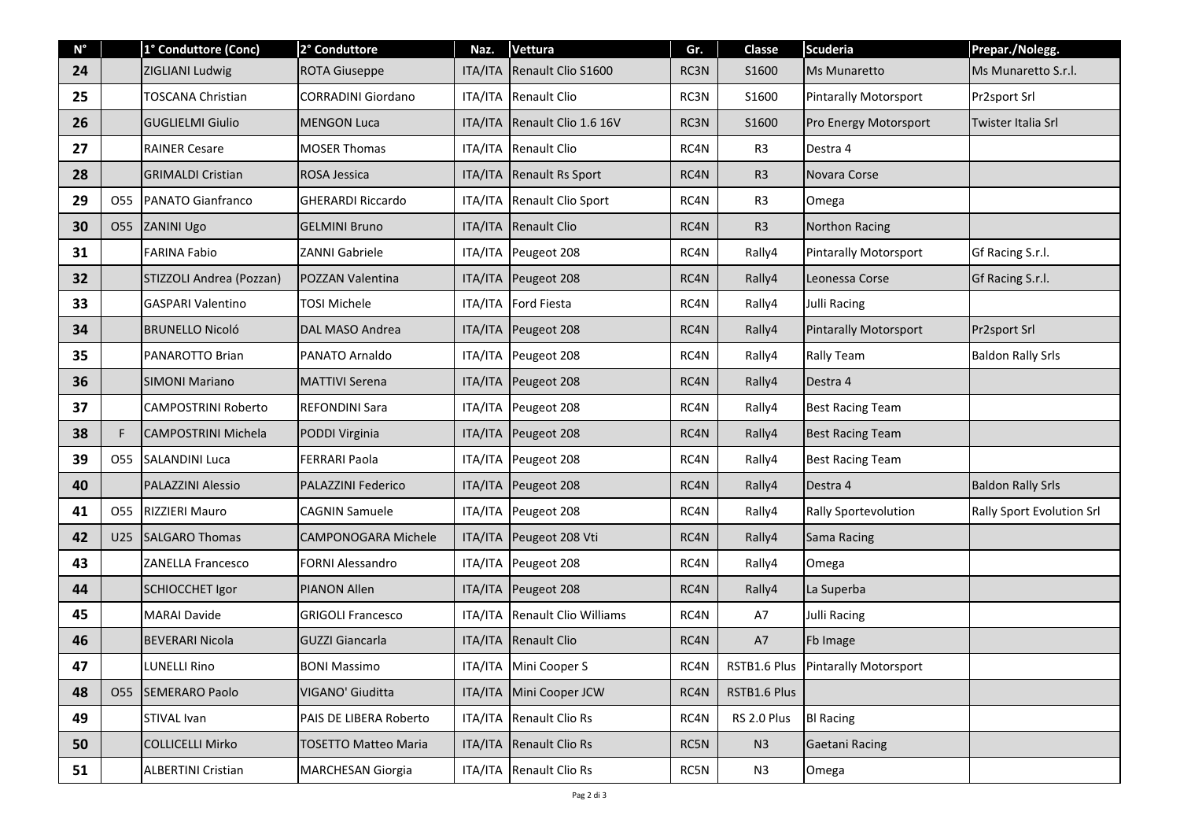| N° | | 1° Conduttore (Conc) | 2° Conduttore | Naz. | Vettura | Gr. | Classe | Scuderia | Prepar./Nolegg. |
|---|---|---|---|---|---|---|---|---|---|
| 24 | | ZIGLIANI Ludwig | ROTA Giuseppe | ITA/ITA | Renault Clio S1600 | RC3N | S1600 | Ms Munaretto | Ms Munaretto S.r.l. |
| 25 | | TOSCANA Christian | CORRADINI Giordano | ITA/ITA | Renault Clio | RC3N | S1600 | Pintarally Motorsport | Pr2sport Srl |
| 26 | | GUGLIELMI Giulio | MENGON Luca | ITA/ITA | Renault Clio 1.6 16V | RC3N | S1600 | Pro Energy Motorsport | Twister Italia Srl |
| 27 | | RAINER Cesare | MOSER Thomas | ITA/ITA | Renault Clio | RC4N | R3 | Destra 4 | |
| 28 | | GRIMALDI Cristian | ROSA Jessica | ITA/ITA | Renault Rs Sport | RC4N | R3 | Novara Corse | |
| 29 | O55 | PANATO Gianfranco | GHERARDI Riccardo | ITA/ITA | Renault Clio Sport | RC4N | R3 | Omega | |
| 30 | O55 | ZANINI Ugo | GELMINI Bruno | ITA/ITA | Renault Clio | RC4N | R3 | Northon Racing | |
| 31 | | FARINA Fabio | ZANNI Gabriele | ITA/ITA | Peugeot 208 | RC4N | Rally4 | Pintarally Motorsport | Gf Racing S.r.l. |
| 32 | | STIZZOLI Andrea (Pozzan) | POZZAN Valentina | ITA/ITA | Peugeot 208 | RC4N | Rally4 | Leonessa Corse | Gf Racing S.r.l. |
| 33 | | GASPARI Valentino | TOSI Michele | ITA/ITA | Ford Fiesta | RC4N | Rally4 | Julli Racing | |
| 34 | | BRUNELLO Nicoló | DAL MASO Andrea | ITA/ITA | Peugeot 208 | RC4N | Rally4 | Pintarally Motorsport | Pr2sport Srl |
| 35 | | PANAROTTO Brian | PANATO Arnaldo | ITA/ITA | Peugeot 208 | RC4N | Rally4 | Rally Team | Baldon Rally Srls |
| 36 | | SIMONI Mariano | MATTIVI Serena | ITA/ITA | Peugeot 208 | RC4N | Rally4 | Destra 4 | |
| 37 | | CAMPOSTRINI Roberto | REFONDINI Sara | ITA/ITA | Peugeot 208 | RC4N | Rally4 | Best Racing Team | |
| 38 | F | CAMPOSTRINI Michela | PODDI Virginia | ITA/ITA | Peugeot 208 | RC4N | Rally4 | Best Racing Team | |
| 39 | O55 | SALANDINI Luca | FERRARI Paola | ITA/ITA | Peugeot 208 | RC4N | Rally4 | Best Racing Team | |
| 40 | | PALAZZINI Alessio | PALAZZINI Federico | ITA/ITA | Peugeot 208 | RC4N | Rally4 | Destra 4 | Baldon Rally Srls |
| 41 | O55 | RIZZIERI Mauro | CAGNIN Samuele | ITA/ITA | Peugeot 208 | RC4N | Rally4 | Rally Sportevolution | Rally Sport Evolution Srl |
| 42 | U25 | SALGARO Thomas | CAMPONOGARA Michele | ITA/ITA | Peugeot 208 Vti | RC4N | Rally4 | Sama Racing | |
| 43 | | ZANELLA Francesco | FORNI Alessandro | ITA/ITA | Peugeot 208 | RC4N | Rally4 | Omega | |
| 44 | | SCHIOCCHET Igor | PIANON Allen | ITA/ITA | Peugeot 208 | RC4N | Rally4 | La Superba | |
| 45 | | MARAI Davide | GRIGOLI Francesco | ITA/ITA | Renault Clio Williams | RC4N | A7 | Julli Racing | |
| 46 | | BEVERARI Nicola | GUZZI Giancarla | ITA/ITA | Renault Clio | RC4N | A7 | Fb Image | |
| 47 | | LUNELLI Rino | BONI Massimo | ITA/ITA | Mini Cooper S | RC4N | RSTB1.6 Plus | Pintarally Motorsport | |
| 48 | O55 | SEMERARO Paolo | VIGANO' Giuditta | ITA/ITA | Mini Cooper JCW | RC4N | RSTB1.6 Plus | | |
| 49 | | STIVAL Ivan | PAIS DE LIBERA Roberto | ITA/ITA | Renault Clio Rs | RC4N | RS 2.0 Plus | Bl Racing | |
| 50 | | COLLICELLI Mirko | TOSETTO Matteo Maria | ITA/ITA | Renault Clio Rs | RC5N | N3 | Gaetani Racing | |
| 51 | | ALBERTINI Cristian | MARCHESAN Giorgia | ITA/ITA | Renault Clio Rs | RC5N | N3 | Omega | |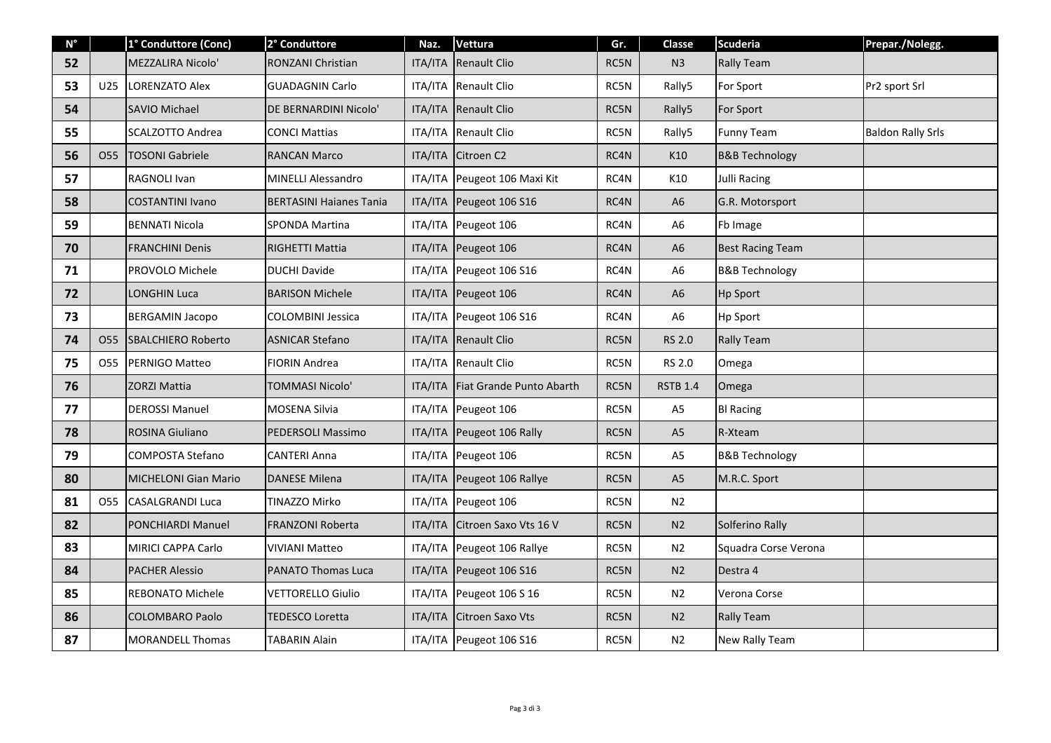| N° | | 1° Conduttore (Conc) | 2° Conduttore | Naz. | Vettura | Gr. | Classe | Scuderia | Prepar./Nolegg. |
|---|---|---|---|---|---|---|---|---|---|
| 52 | | MEZZALIRA Nicolo' | RONZANI Christian | ITA/ITA | Renault Clio | RC5N | N3 | Rally Team | |
| 53 | U25 | LORENZATO Alex | GUADAGNIN Carlo | ITA/ITA | Renault Clio | RC5N | Rally5 | For Sport | Pr2 sport Srl |
| 54 | | SAVIO Michael | DE BERNARDINI Nicolo' | ITA/ITA | Renault Clio | RC5N | Rally5 | For Sport | |
| 55 | | SCALZOTTO Andrea | CONCI Mattias | ITA/ITA | Renault Clio | RC5N | Rally5 | Funny Team | Baldon Rally Srls |
| 56 | O55 | TOSONI Gabriele | RANCAN Marco | ITA/ITA | Citroen C2 | RC4N | K10 | B&B Technology | |
| 57 | | RAGNOLI Ivan | MINELLI Alessandro | ITA/ITA | Peugeot 106 Maxi Kit | RC4N | K10 | Julli Racing | |
| 58 | | COSTANTINI Ivano | BERTASINI Haianes Tania | ITA/ITA | Peugeot 106 S16 | RC4N | A6 | G.R. Motorsport | |
| 59 | | BENNATI Nicola | SPONDA Martina | ITA/ITA | Peugeot 106 | RC4N | A6 | Fb Image | |
| 70 | | FRANCHINI Denis | RIGHETTI Mattia | ITA/ITA | Peugeot 106 | RC4N | A6 | Best Racing Team | |
| 71 | | PROVOLO Michele | DUCHI Davide | ITA/ITA | Peugeot 106 S16 | RC4N | A6 | B&B Technology | |
| 72 | | LONGHIN Luca | BARISON Michele | ITA/ITA | Peugeot 106 | RC4N | A6 | Hp Sport | |
| 73 | | BERGAMIN Jacopo | COLOMBINI Jessica | ITA/ITA | Peugeot 106 S16 | RC4N | A6 | Hp Sport | |
| 74 | O55 | SBALCHIERO Roberto | ASNICAR Stefano | ITA/ITA | Renault Clio | RC5N | RS 2.0 | Rally Team | |
| 75 | O55 | PERNIGO Matteo | FIORIN Andrea | ITA/ITA | Renault Clio | RC5N | RS 2.0 | Omega | |
| 76 | | ZORZI Mattia | TOMMASI Nicolo' | ITA/ITA | Fiat Grande Punto Abarth | RC5N | RSTB 1.4 | Omega | |
| 77 | | DEROSSI Manuel | MOSENA Silvia | ITA/ITA | Peugeot 106 | RC5N | A5 | Bl Racing | |
| 78 | | ROSINA Giuliano | PEDERSOLI Massimo | ITA/ITA | Peugeot 106 Rally | RC5N | A5 | R-Xteam | |
| 79 | | COMPOSTA Stefano | CANTERI Anna | ITA/ITA | Peugeot 106 | RC5N | A5 | B&B Technology | |
| 80 | | MICHELONI Gian Mario | DANESE Milena | ITA/ITA | Peugeot 106 Rallye | RC5N | A5 | M.R.C. Sport | |
| 81 | O55 | CASALGRANDI Luca | TINAZZO Mirko | ITA/ITA | Peugeot 106 | RC5N | N2 | | |
| 82 | | PONCHIARDI Manuel | FRANZONI Roberta | ITA/ITA | Citroen Saxo Vts 16 V | RC5N | N2 | Solferino Rally | |
| 83 | | MIRICI CAPPA Carlo | VIVIANI Matteo | ITA/ITA | Peugeot 106 Rallye | RC5N | N2 | Squadra Corse Verona | |
| 84 | | PACHER Alessio | PANATO Thomas Luca | ITA/ITA | Peugeot 106 S16 | RC5N | N2 | Destra 4 | |
| 85 | | REBONATO Michele | VETTORELLO Giulio | ITA/ITA | Peugeot 106 S 16 | RC5N | N2 | Verona Corse | |
| 86 | | COLOMBARO Paolo | TEDESCO Loretta | ITA/ITA | Citroen Saxo Vts | RC5N | N2 | Rally Team | |
| 87 | | MORANDELL Thomas | TABARIN Alain | ITA/ITA | Peugeot 106 S16 | RC5N | N2 | New Rally Team | |